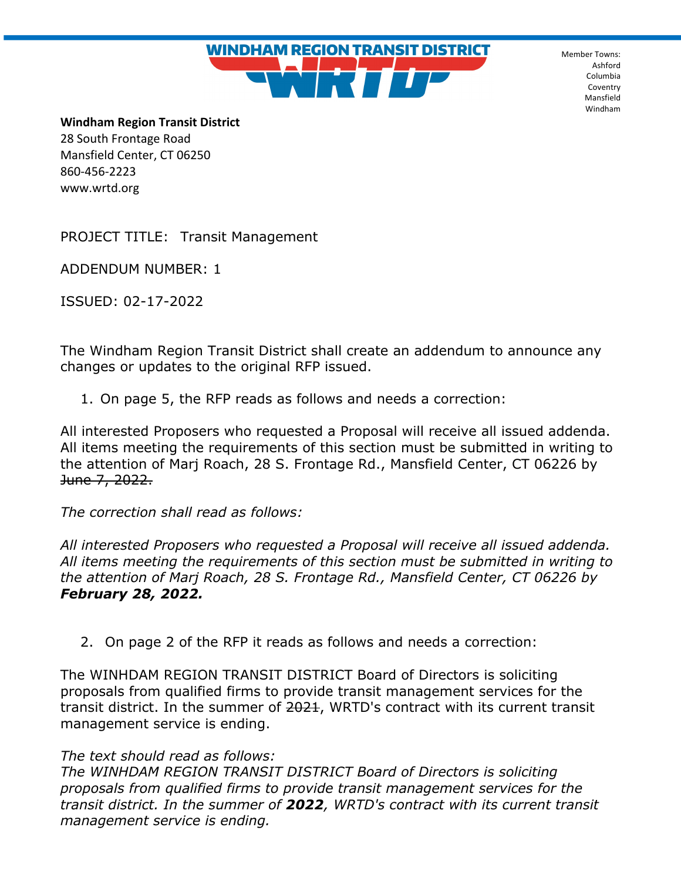# WINDHAM REGION TRANSIT DISTRICT

# WRTD

Member Towns:
Ashford
Columbia
Coventry
Mansfield
Windham

**Windham Region Transit District**
28 South Frontage Road
Mansfield Center, CT 06250
860-456-2223
www.wrtd.org

PROJECT TITLE: Transit Management

ADDENDUM NUMBER: 1

ISSUED: 02-17-2022

The Windham Region Transit District shall create an addendum to announce any changes or updates to the original RFP issued.

1. On page 5, the RFP reads as follows and needs a correction:

All interested Proposers who requested a Proposal will receive all issued addenda. All items meeting the requirements of this section must be submitted in writing to the attention of Marj Roach, 28 S. Frontage Rd., Mansfield Center, CT 06226 by ~~June 7, 2022.~~

*The correction shall read as follows:*

*All interested Proposers who requested a Proposal will receive all issued addenda. All items meeting the requirements of this section must be submitted in writing to the attention of Marj Roach, 28 S. Frontage Rd., Mansfield Center, CT 06226 by* ***February 28, 2022.***

2. On page 2 of the RFP it reads as follows and needs a correction:

The WINHDAM REGION TRANSIT DISTRICT Board of Directors is soliciting proposals from qualified firms to provide transit management services for the transit district. In the summer of ~~2021~~, WRTD's contract with its current transit management service is ending.

*The text should read as follows:*
*The WINHDAM REGION TRANSIT DISTRICT Board of Directors is soliciting proposals from qualified firms to provide transit management services for the transit district. In the summer of* ***2022****, WRTD's contract with its current transit management service is ending.*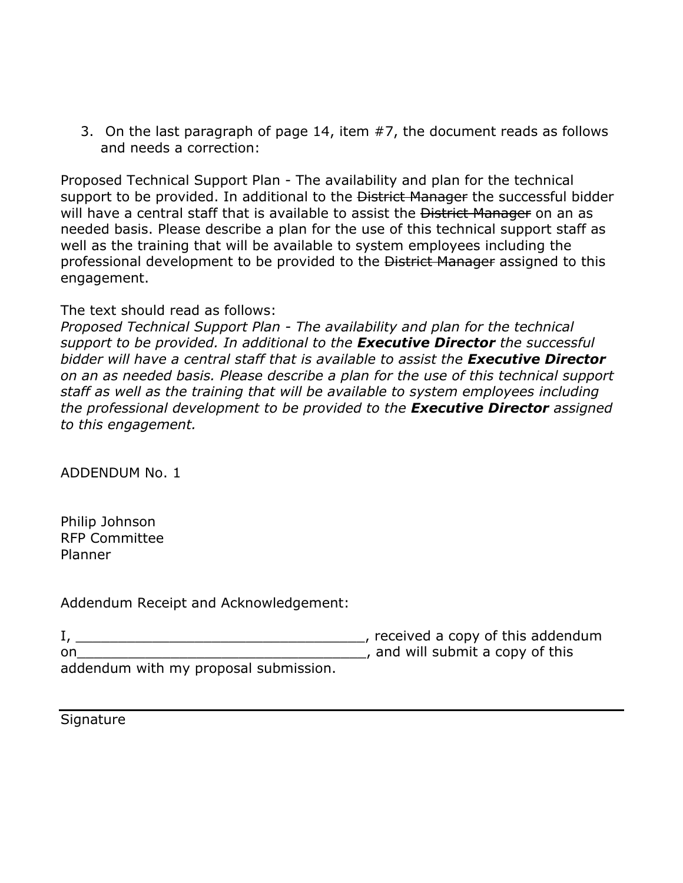3. On the last paragraph of page 14, item #7, the document reads as follows and needs a correction:

Proposed Technical Support Plan - The availability and plan for the technical support to be provided. In additional to the ~~District Manager~~ the successful bidder will have a central staff that is available to assist the ~~District Manager~~ on an as needed basis. Please describe a plan for the use of this technical support staff as well as the training that will be available to system employees including the professional development to be provided to the ~~District Manager~~ assigned to this engagement.

The text should read as follows:
*Proposed Technical Support Plan - The availability and plan for the technical support to be provided. In additional to the* ***Executive Director*** *the successful bidder will have a central staff that is available to assist the* ***Executive Director*** *on an as needed basis. Please describe a plan for the use of this technical support staff as well as the training that will be available to system employees including the professional development to be provided to the* ***Executive Director*** *assigned to this engagement.*

ADDENDUM No. 1

Philip Johnson
RFP Committee
Planner

Addendum Receipt and Acknowledgement:

I, ___________________________________, received a copy of this addendum on___________________________________, and will submit a copy of this addendum with my proposal submission.

_______________________________________________________________

Signature